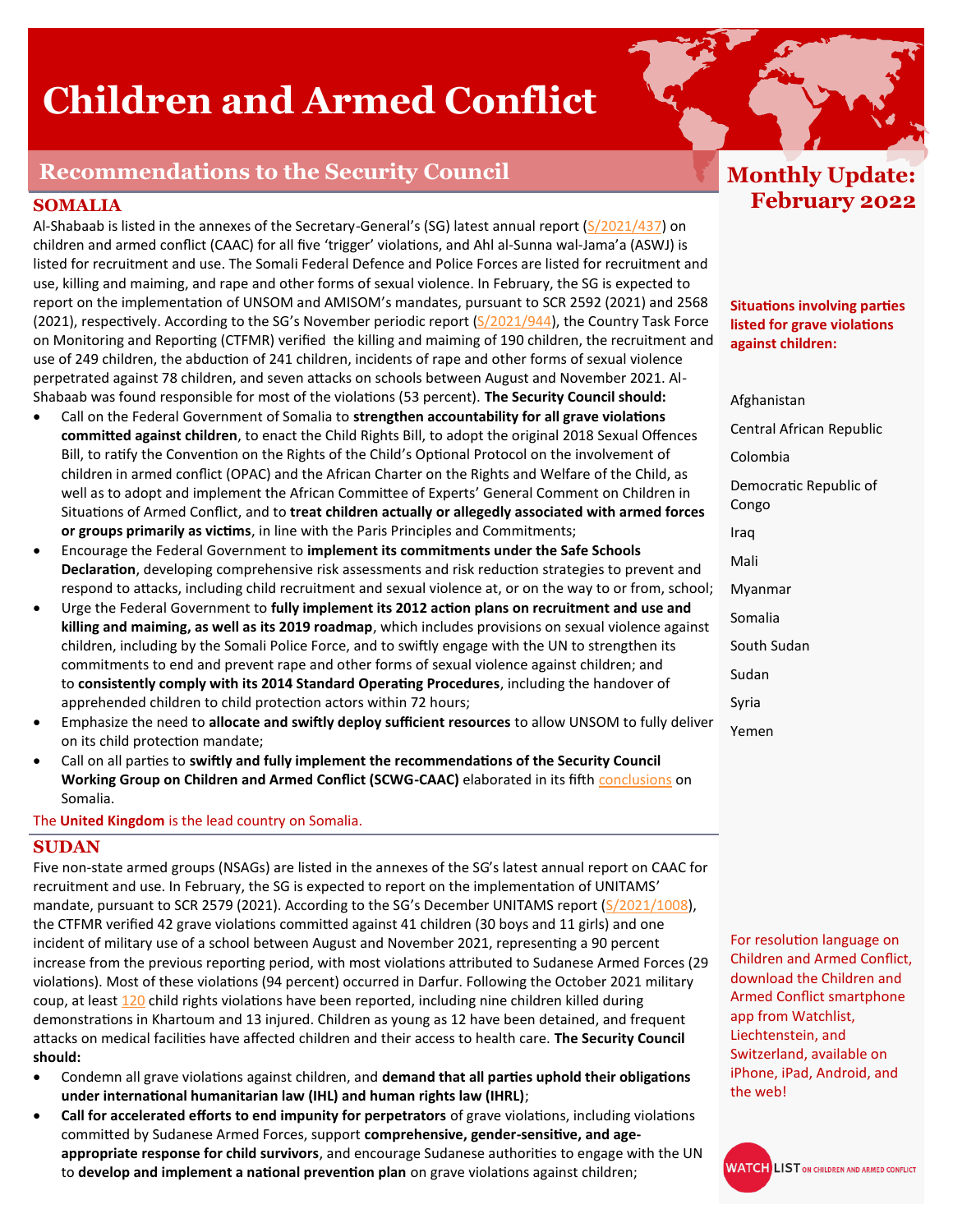# Children and Armed Conflict

## Monthly Update: February 2022

## Recommendations to the Security Council

### SOMALIA

Al-Shabaab is listed in the annexes of the Secretary-General's (SG) latest annual report (S/2021/437) on children and armed conflict (CAAC) for all five 'trigger' violations, and Ahl al-Sunna wal-Jama'a (ASWJ) is listed for recruitment and use. The Somali Federal Defence and Police Forces are listed for recruitment and use, killing and maiming, and rape and other forms of sexual violence. In February, the SG is expected to report on the implementation of UNSOM and AMISOM's mandates, pursuant to SCR 2592 (2021) and 2568 (2021), respectively. According to the SG's November periodic report (S/2021/944), the Country Task Force on Monitoring and Reporting (CTFMR) verified the killing and maiming of 190 children, the recruitment and use of 249 children, the abduction of 241 children, incidents of rape and other forms of sexual violence perpetrated against 78 children, and seven attacks on schools between August and November 2021. Al-Shabaab was found responsible for most of the violations (53 percent). **The Security Council should:**

- Call on the Federal Government of Somalia to **strengthen accountability for all grave violations committed against children**, to enact the Child Rights Bill, to adopt the original 2018 Sexual Offences Bill, to ratify the Convention on the Rights of the Child's Optional Protocol on the involvement of children in armed conflict (OPAC) and the African Charter on the Rights and Welfare of the Child, as well as to adopt and implement the African Committee of Experts' General Comment on Children in Situations of Armed Conflict, and to **treat children actually or allegedly associated with armed forces or groups primarily as victims**, in line with the Paris Principles and Commitments;
- Encourage the Federal Government to **implement its commitments under the Safe Schools Declaration**, developing comprehensive risk assessments and risk reduction strategies to prevent and respond to attacks, including child recruitment and sexual violence at, or on the way to or from, school;
- Urge the Federal Government to **fully implement its 2012 action plans on recruitment and use and killing and maiming, as well as its 2019 roadmap**, which includes provisions on sexual violence against children, including by the Somali Police Force, and to swiftly engage with the UN to strengthen its commitments to end and prevent rape and other forms of sexual violence against children; and to **consistently comply with its 2014 Standard Operating Procedures**, including the handover of apprehended children to child protection actors within 72 hours;
- Emphasize the need to **allocate and swiftly deploy sufficient resources** to allow UNSOM to fully deliver on its child protection mandate;
- Call on all parties to **swiftly and fully implement the recommendations of the Security Council Working Group on Children and Armed Conflict (SCWG-CAAC)** elaborated in its fifth conclusions on Somalia.

The **United Kingdom** is the lead country on Somalia.

### SUDAN

Five non-state armed groups (NSAGs) are listed in the annexes of the SG's latest annual report on CAAC for recruitment and use. In February, the SG is expected to report on the implementation of UNITAMS' mandate, pursuant to SCR 2579 (2021). According to the SG's December UNITAMS report (S/2021/1008), the CTFMR verified 42 grave violations committed against 41 children (30 boys and 11 girls) and one incident of military use of a school between August and November 2021, representing a 90 percent increase from the previous reporting period, with most violations attributed to Sudanese Armed Forces (29 violations). Most of these violations (94 percent) occurred in Darfur. Following the October 2021 military coup, at least 120 child rights violations have been reported, including nine children killed during demonstrations in Khartoum and 13 injured. Children as young as 12 have been detained, and frequent attacks on medical facilities have affected children and their access to health care. **The Security Council should:**

- Condemn all grave violations against children, and **demand that all parties uphold their obligations under international humanitarian law (IHL) and human rights law (IHRL)**;
- **Call for accelerated efforts to end impunity for perpetrators** of grave violations, including violations committed by Sudanese Armed Forces, support **comprehensive, gender-sensitive, and age-appropriate response for child survivors**, and encourage Sudanese authorities to engage with the UN to **develop and implement a national prevention plan** on grave violations against children;

**Situations involving parties listed for grave violations against children:**

- Afghanistan
- Central African Republic
- Colombia
- Democratic Republic of Congo
- Iraq
- Mali
- Myanmar
- Somalia
- South Sudan
- Sudan
- Syria
- Yemen

For resolution language on Children and Armed Conflict, download the Children and Armed Conflict smartphone app from Watchlist, Liechtenstein, and Switzerland, available on iPhone, iPad, Android, and the web!

WATCHLIST ON CHILDREN AND ARMED CONFLICT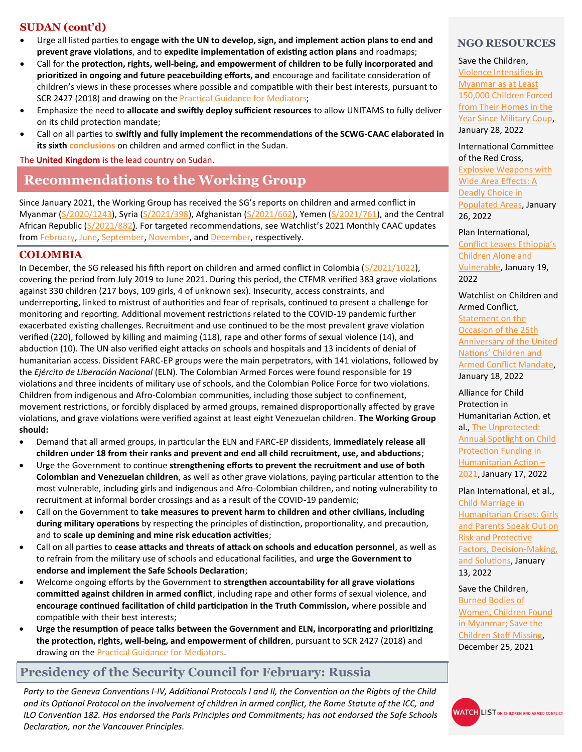## SUDAN (cont'd)

- Urge all listed parties to **engage with the UN to develop, sign, and implement action plans to end and prevent grave violations**, and to **expedite implementation of existing action plans** and roadmaps;
- Call for the **protection, rights, well-being, and empowerment of children to be fully incorporated and prioritized in ongoing and future peacebuilding efforts, and** encourage and facilitate consideration of children's views in these processes where possible and compatible with their best interests, pursuant to SCR 2427 (2018) and drawing on the Practical Guidance for Mediators;
- Emphasize the need to **allocate and swiftly deploy sufficient resources** to allow UNITAMS to fully deliver on its child protection mandate;
- Call on all parties to **swiftly and fully implement the recommendations of the SCWG-CAAC elaborated in its sixth conclusions** on children and armed conflict in the Sudan.

The **United Kingdom** is the lead country on Sudan.

# Recommendations to the Working Group

Since January 2021, the Working Group has received the SG's reports on children and armed conflict in Myanmar (S/2020/1243), Syria (S/2021/398), Afghanistan (S/2021/662), Yemen (S/2021/761), and the Central African Republic (S/2021/882). For targeted recommendations, see Watchlist's 2021 Monthly CAAC updates from February, June, September, November, and December, respectively.

## COLOMBIA

In December, the SG released his fifth report on children and armed conflict in Colombia (S/2021/1022), covering the period from July 2019 to June 2021. During this period, the CTFMR verified 383 grave violations against 330 children (217 boys, 109 girls, 4 of unknown sex). Insecurity, access constraints, and underreporting, linked to mistrust of authorities and fear of reprisals, continued to present a challenge for monitoring and reporting. Additional movement restrictions related to the COVID-19 pandemic further exacerbated existing challenges. Recruitment and use continued to be the most prevalent grave violation verified (220), followed by killing and maiming (118), rape and other forms of sexual violence (14), and abduction (10). The UN also verified eight attacks on schools and hospitals and 13 incidents of denial of humanitarian access. Dissident FARC-EP groups were the main perpetrators, with 141 violations, followed by the *Ejército de Liberación Nacional* (ELN). The Colombian Armed Forces were found responsible for 19 violations and three incidents of military use of schools, and the Colombian Police Force for two violations. Children from indigenous and Afro-Colombian communities, including those subject to confinement, movement restrictions, or forcibly displaced by armed groups, remained disproportionally affected by grave violations, and grave violations were verified against at least eight Venezuelan children. **The Working Group should:**

- Demand that all armed groups, in particular the ELN and FARC-EP dissidents, **immediately release all children under 18 from their ranks and prevent and end all child recruitment, use, and abductions**;
- Urge the Government to continue **strengthening efforts to prevent the recruitment and use of both Colombian and Venezuelan children**, as well as other grave violations, paying particular attention to the most vulnerable, including girls and indigenous and Afro-Colombian children, and noting vulnerability to recruitment at informal border crossings and as a result of the COVID-19 pandemic;
- Call on the Government to **take measures to prevent harm to children and other civilians, including during military operations** by respecting the principles of distinction, proportionality, and precaution, and to **scale up demining and mine risk education activities**;
- Call on all parties to **cease attacks and threats of attack on schools and education personnel**, as well as to refrain from the military use of schools and educational facilities, and **urge the Government to endorse and implement the Safe Schools Declaration**;
- Welcome ongoing efforts by the Government to **strengthen accountability for all grave violations committed against children in armed conflict**, including rape and other forms of sexual violence, and **encourage continued facilitation of child participation in the Truth Commission,** where possible and compatible with their best interests;
- **Urge the resumption of peace talks between the Government and ELN, incorporating and prioritizing the protection, rights, well-being, and empowerment of children**, pursuant to SCR 2427 (2018) and drawing on the Practical Guidance for Mediators.

# Presidency of the Security Council for February: Russia

*Party to the Geneva Conventions I-IV, Additional Protocols I and II, the Convention on the Rights of the Child and its Optional Protocol on the involvement of children in armed conflict, the Rome Statute of the ICC, and ILO Convention 182. Has endorsed the Paris Principles and Commitments; has not endorsed the Safe Schools Declaration, nor the Vancouver Principles.*

## NGO RESOURCES

Save the Children, Violence Intensifies in Myanmar as at Least 150,000 Children Forced from Their Homes in the Year Since Military Coup, January 28, 2022

International Committee of the Red Cross, Explosive Weapons with Wide Area Effects: A Deadly Choice in Populated Areas, January 26, 2022

Plan International, Conflict Leaves Ethiopia's Children Alone and Vulnerable, January 19, 2022

Watchlist on Children and Armed Conflict, Statement on the Occasion of the 25th Anniversary of the United Nations' Children and Armed Conflict Mandate, January 18, 2022

Alliance for Child Protection in Humanitarian Action, et al., The Unprotected: Annual Spotlight on Child Protection Funding in Humanitarian Action – 2021, January 17, 2022

Plan International, et al., Child Marriage in Humanitarian Crises: Girls and Parents Speak Out on Risk and Protective Factors, Decision-Making, and Solutions, January 13, 2022

Save the Children, Burned Bodies of Women, Children Found in Myanmar; Save the Children Staff Missing, December 25, 2021

WATCHLIST ON CHILDREN AND ARMED CONFLICT